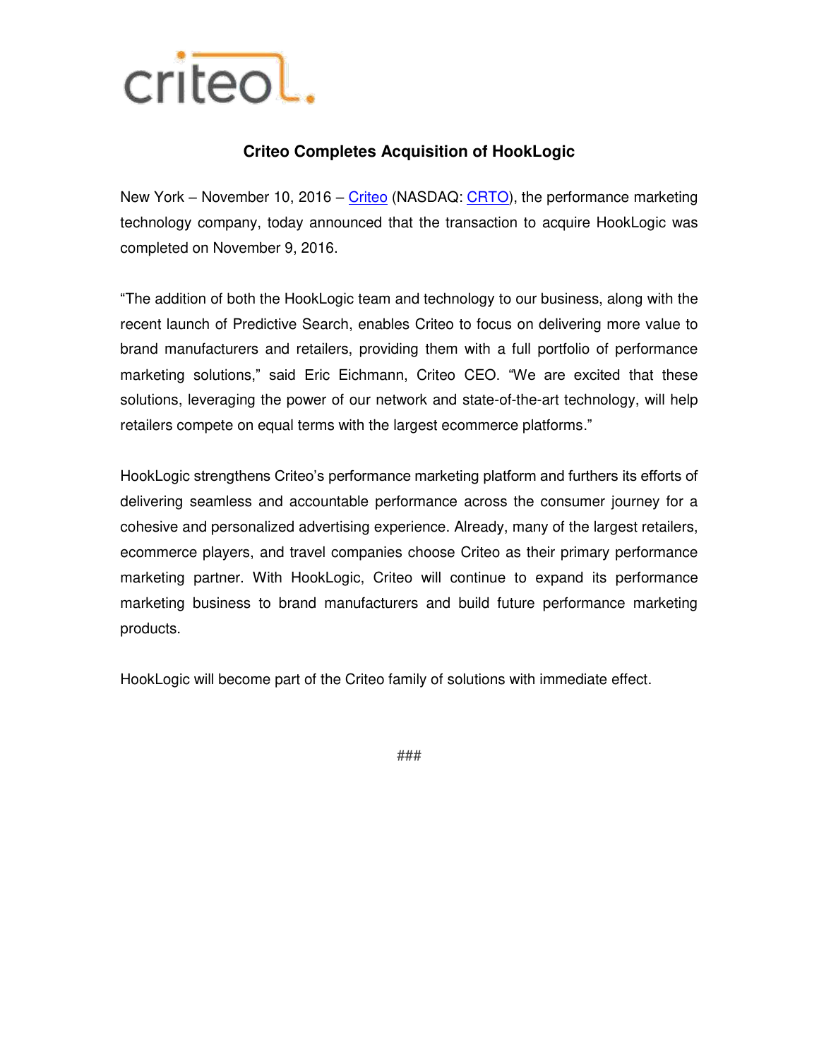# Criteo Completes Acquisition of HookLogic

New York – November 10, 2016 – Criteo (NASDAQ: CRTO), the performance marketing technology company, today announced that the transaction to acquire HookLogic was completed on November 9, 2016.

"The addition of both the HookLogic team and technology to our business, along with the recent launch of Predictive Search, enables Criteo to focus on delivering more value to brand manufacturers and retailers, providing them with a full portfolio of performance marketing solutions," said Eric Eichmann, Criteo CEO. "We are excited that these solutions, leveraging the power of our network and state-of-the-art technology, will help retailers compete on equal terms with the largest ecommerce platforms."

HookLogic strengthens Criteo's performance marketing platform and furthers its efforts of delivering seamless and accountable performance across the consumer journey for a cohesive and personalized advertising experience. Already, many of the largest retailers, ecommerce players, and travel companies choose Criteo as their primary performance marketing partner. With HookLogic, Criteo will continue to expand its performance marketing business to brand manufacturers and build future performance marketing products.

HookLogic will become part of the Criteo family of solutions with immediate effect.

###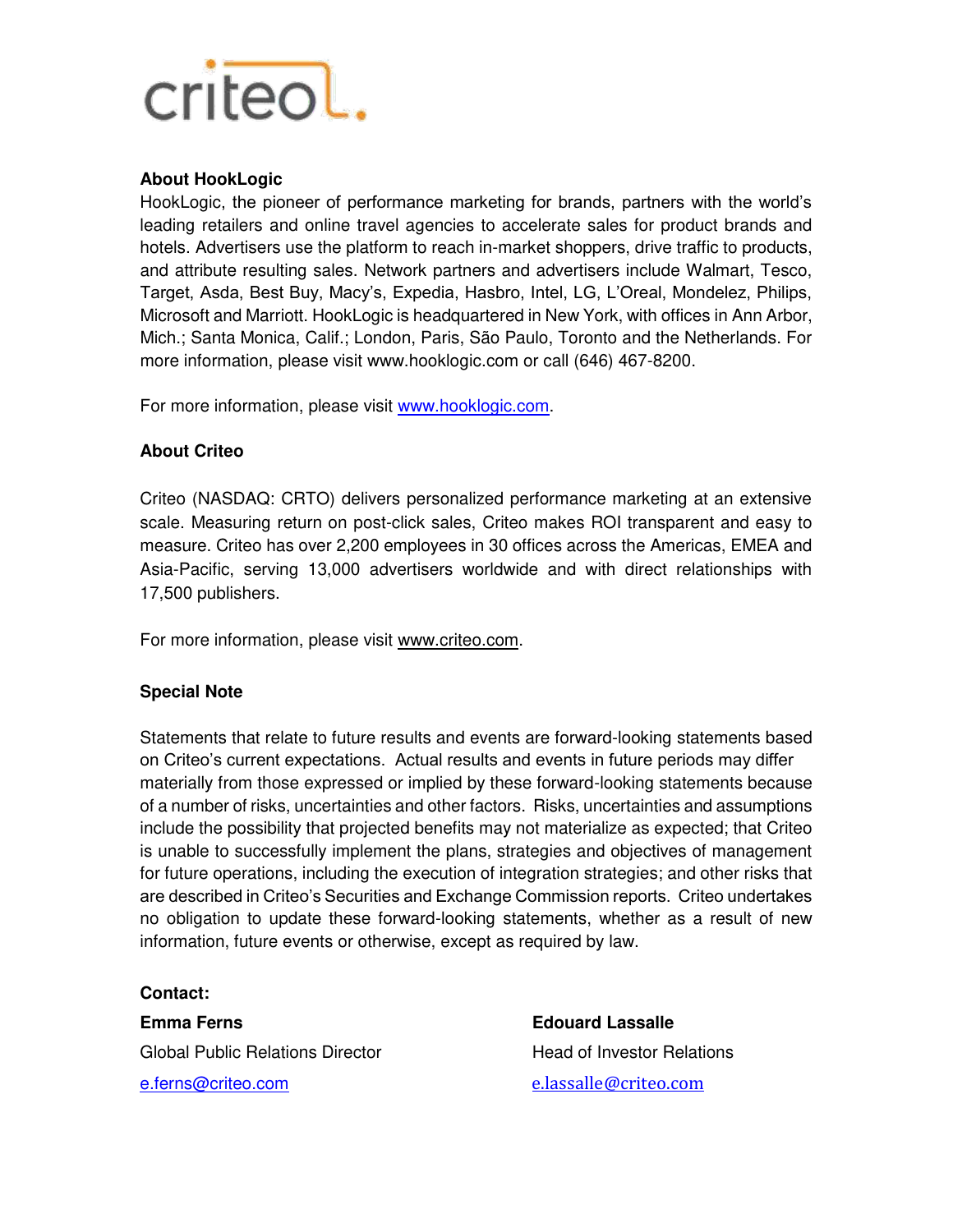criteo

**About HookLogic**

HookLogic, the pioneer of performance marketing for brands, partners with the world's leading retailers and online travel agencies to accelerate sales for product brands and hotels. Advertisers use the platform to reach in-market shoppers, drive traffic to products, and attribute resulting sales. Network partners and advertisers include Walmart, Tesco, Target, Asda, Best Buy, Macy's, Expedia, Hasbro, Intel, LG, L'Oreal, Mondelez, Philips, Microsoft and Marriott. HookLogic is headquartered in New York, with offices in Ann Arbor, Mich.; Santa Monica, Calif.; London, Paris, São Paulo, Toronto and the Netherlands. For more information, please visit www.hooklogic.com or call (646) 467-8200.

For more information, please visit www.hooklogic.com.

**About Criteo**

Criteo (NASDAQ: CRTO) delivers personalized performance marketing at an extensive scale. Measuring return on post-click sales, Criteo makes ROI transparent and easy to measure. Criteo has over 2,200 employees in 30 offices across the Americas, EMEA and Asia-Pacific, serving 13,000 advertisers worldwide and with direct relationships with 17,500 publishers.

For more information, please visit www.criteo.com.

**Special Note**

Statements that relate to future results and events are forward-looking statements based on Criteo's current expectations. Actual results and events in future periods may differ materially from those expressed or implied by these forward-looking statements because of a number of risks, uncertainties and other factors. Risks, uncertainties and assumptions include the possibility that projected benefits may not materialize as expected; that Criteo is unable to successfully implement the plans, strategies and objectives of management for future operations, including the execution of integration strategies; and other risks that are described in Criteo's Securities and Exchange Commission reports. Criteo undertakes no obligation to update these forward-looking statements, whether as a result of new information, future events or otherwise, except as required by law.

**Contact:**

**Emma Ferns**
Global Public Relations Director
e.ferns@criteo.com

**Edouard Lassalle**
Head of Investor Relations
e.lassalle@criteo.com